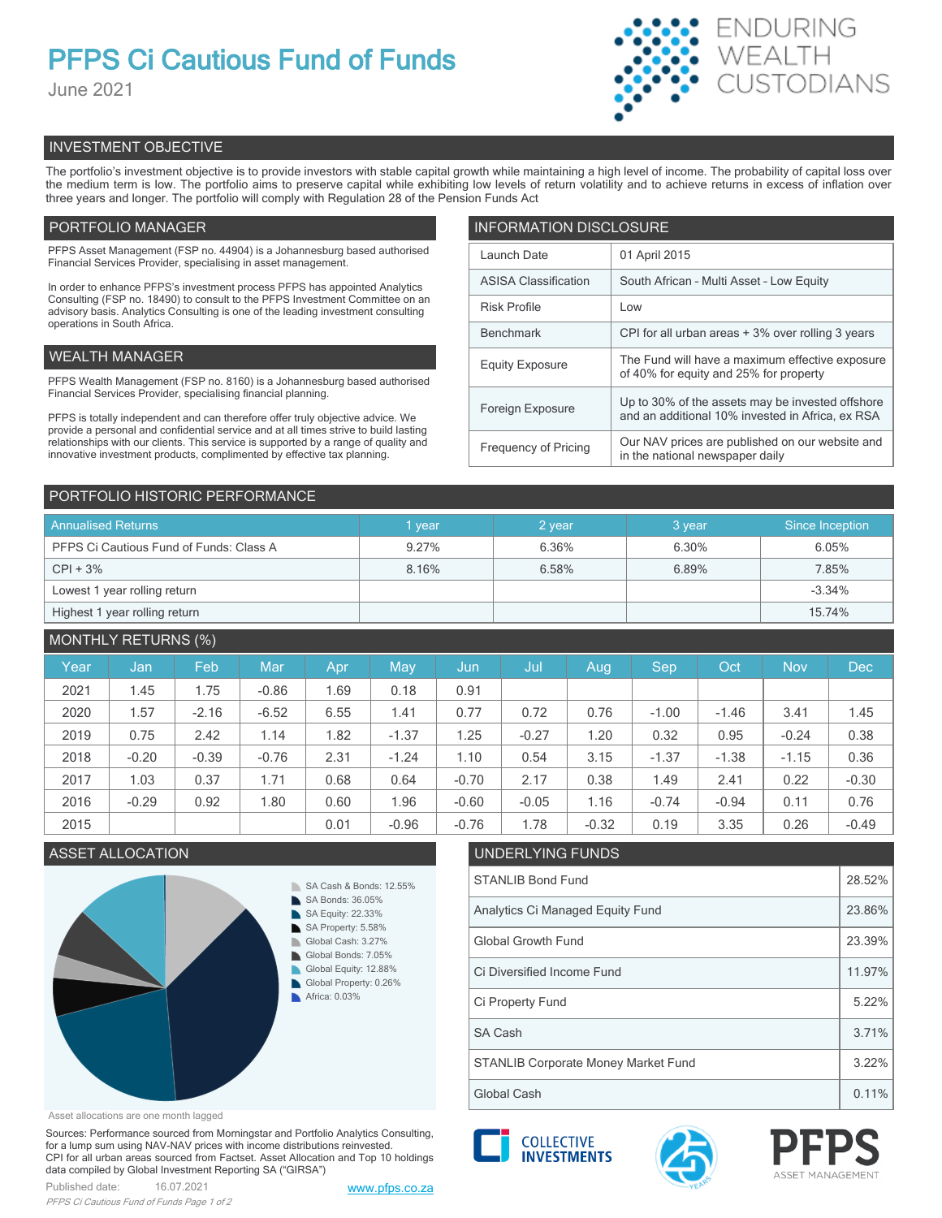# PFPS Ci Cautious Fund of Funds

June 2021

ENDURING WEALTH CUSTODIANS

## INVESTMENT OBJECTIVE

The portfolio's investment objective is to provide investors with stable capital growth while maintaining a high level of income. The probability of capital loss over the medium term is low. The portfolio aims to preserve capital while exhibiting low levels of return volatility and to achieve returns in excess of inflation over three years and longer. The portfolio will comply with Regulation 28 of the Pension Funds Act

## PORTFOLIO MANAGER

PFPS Asset Management (FSP no. 44904) is a Johannesburg based authorised Financial Services Provider, specialising in asset management.

In order to enhance PFPS's investment process PFPS has appointed Analytics Consulting (FSP no. 18490) to consult to the PFPS Investment Committee on an advisory basis. Analytics Consulting is one of the leading investment consulting operations in South Africa.

## WEALTH MANAGER

PFPS Wealth Management (FSP no. 8160) is a Johannesburg based authorised Financial Services Provider, specialising financial planning.

PFPS is totally independent and can therefore offer truly objective advice. We provide a personal and confidential service and at all times strive to build lasting relationships with our clients. This service is supported by a range of quality and innovative investment products, complimented by effective tax planning.

## INFORMATION DISCLOSURE

| | |
|---|---|
| Launch Date | 01 April 2015 |
| ASISA Classification | South African - Multi Asset - Low Equity |
| Risk Profile | Low |
| Benchmark | CPI for all urban areas + 3% over rolling 3 years |
| Equity Exposure | The Fund will have a maximum effective exposure of 40% for equity and 25% for property |
| Foreign Exposure | Up to 30% of the assets may be invested offshore and an additional 10% invested in Africa, ex RSA |
| Frequency of Pricing | Our NAV prices are published on our website and in the national newspaper daily |

## PORTFOLIO HISTORIC PERFORMANCE

| Annualised Returns | 1 year | 2 year | 3 year | Since Inception |
|---|---|---|---|---|
| PFPS Ci Cautious Fund of Funds: Class A | 9.27% | 6.36% | 6.30% | 6.05% |
| CPI + 3% | 8.16% | 6.58% | 6.89% | 7.85% |
| Lowest 1 year rolling return | | | | -3.34% |
| Highest 1 year rolling return | | | | 15.74% |

## MONTHLY RETURNS (%)

| Year | Jan | Feb | Mar | Apr | May | Jun | Jul | Aug | Sep | Oct | Nov | Dec |
|---|---|---|---|---|---|---|---|---|---|---|---|---|
| 2021 | 1.45 | 1.75 | -0.86 | 1.69 | 0.18 | 0.91 | | | | | | |
| 2020 | 1.57 | -2.16 | -6.52 | 6.55 | 1.41 | 0.77 | 0.72 | 0.76 | -1.00 | -1.46 | 3.41 | 1.45 |
| 2019 | 0.75 | 2.42 | 1.14 | 1.82 | -1.37 | 1.25 | -0.27 | 1.20 | 0.32 | 0.95 | -0.24 | 0.38 |
| 2018 | -0.20 | -0.39 | -0.76 | 2.31 | -1.24 | 1.10 | 0.54 | 3.15 | -1.37 | -1.38 | -1.15 | 0.36 |
| 2017 | 1.03 | 0.37 | 1.71 | 0.68 | 0.64 | -0.70 | 2.17 | 0.38 | 1.49 | 2.41 | 0.22 | -0.30 |
| 2016 | -0.29 | 0.92 | 1.80 | 0.60 | 1.96 | -0.60 | -0.05 | 1.16 | -0.74 | -0.94 | 0.11 | 0.76 |
| 2015 | | | | 0.01 | -0.96 | -0.76 | 1.78 | -0.32 | 0.19 | 3.35 | 0.26 | -0.49 |

## ASSET ALLOCATION

- SA Cash & Bonds: 12.55%
- SA Bonds: 36.05%
- SA Equity: 22.33%
- SA Property: 5.58%
- Global Cash: 3.27%
- Global Bonds: 7.05%
- Global Equity: 12.88%
- Global Property: 0.26%
- Africa: 0.03%

Asset allocations are one month lagged

## UNDERLYING FUNDS

| | |
|---|---|
| STANLIB Bond Fund | 28.52% |
| Analytics Ci Managed Equity Fund | 23.86% |
| Global Growth Fund | 23.39% |
| Ci Diversified Income Fund | 11.97% |
| Ci Property Fund | 5.22% |
| SA Cash | 3.71% |
| STANLIB Corporate Money Market Fund | 3.22% |
| Global Cash | 0.11% |

Sources: Performance sourced from Morningstar and Portfolio Analytics Consulting, for a lump sum using NAV-NAV prices with income distributions reinvested. CPI for all urban areas sourced from Factset. Asset Allocation and Top 10 holdings data compiled by Global Investment Reporting SA ("GIRSA")

Published date: 16.07.2021

www.pfps.co.za

COLLECTIVE INVESTMENTS

PFPS ASSET MANAGEMENT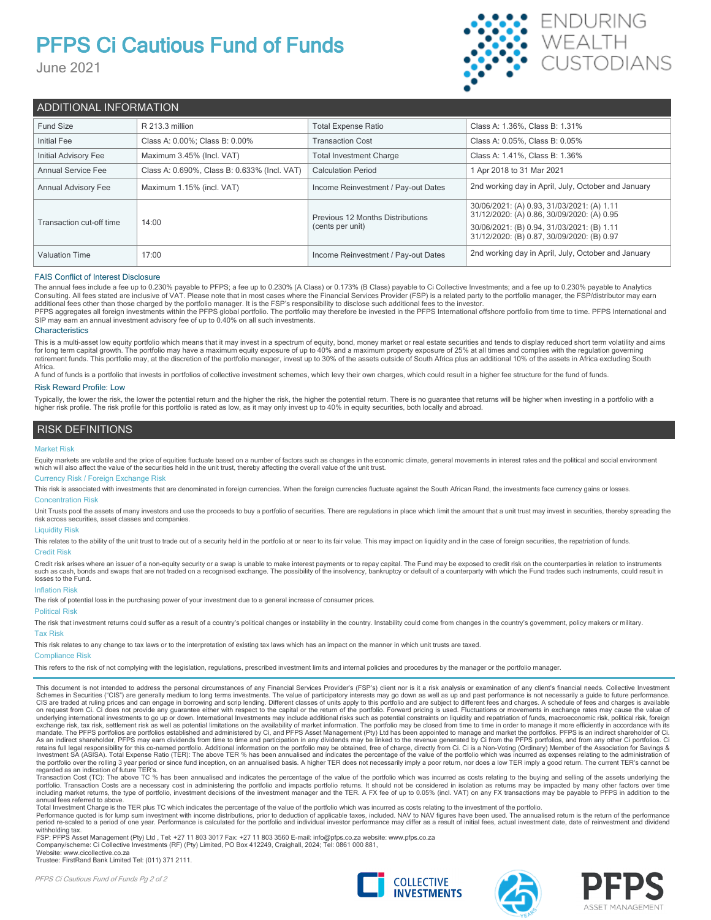# PFPS Ci Cautious Fund of Funds

June 2021

ENDURING WEALTH CUSTODIANS

## ADDITIONAL INFORMATION

| | | | |
|---|---|---|---|
| Fund Size | R 213.3 million | Total Expense Ratio | Class A: 1.36%, Class B: 1.31% |
| Initial Fee | Class A: 0.00%; Class B: 0.00% | Transaction Cost | Class A: 0.05%, Class B: 0.05% |
| Initial Advisory Fee | Maximum 3.45% (Incl. VAT) | Total Investment Charge | Class A: 1.41%, Class B: 1.36% |
| Annual Service Fee | Class A: 0.690%, Class B: 0.633% (Incl. VAT) | Calculation Period | 1 Apr 2018 to 31 Mar 2021 |
| Annual Advisory Fee | Maximum 1.15% (incl. VAT) | Income Reinvestment / Pay-out Dates | 2nd working day in April, July, October and January |
| Transaction cut-off time | 14:00 | Previous 12 Months Distributions (cents per unit) | 30/06/2021: (A) 0.93, 31/03/2021: (A) 1.11 31/12/2020: (A) 0.86, 30/09/2020: (A) 0.95 30/06/2021: (B) 0.94, 31/03/2021: (B) 1.11 31/12/2020: (B) 0.87, 30/09/2020: (B) 0.97 |
| Valuation Time | 17:00 | Income Reinvestment / Pay-out Dates | 2nd working day in April, July, October and January |

### FAIS Conflict of Interest Disclosure

The annual fees include a fee up to 0.230% payable to PFPS; a fee up to 0.230% (A Class) or 0.173% (B Class) payable to Ci Collective Investments; and a fee up to 0.230% payable to Analytics Consulting. All fees stated are inclusive of VAT. Please note that in most cases where the Financial Services Provider (FSP) is a related party to the portfolio manager, the FSP/distributor may earn additional fees other than those charged by the portfolio manager. It is the FSP's responsibility to disclose such additional fees to the investor.
PFPS aggregates all foreign investments within the PFPS global portfolio. The portfolio may therefore be invested in the PFPS International offshore portfolio from time to time. PFPS International and SIP may earn an annual investment advisory fee of up to 0.40% on all such investments.

### Characteristics

This is a multi-asset low equity portfolio which means that it may invest in a spectrum of equity, bond, money market or real estate securities and tends to display reduced short term volatility and aims for long term capital growth. The portfolio may have a maximum equity exposure of up to 40% and a maximum property exposure of 25% at all times and complies with the regulation governing retirement funds. This portfolio may, at the discretion of the portfolio manager, invest up to 30% of the assets outside of South Africa plus an additional 10% of the assets in Africa excluding South Africa.
A fund of funds is a portfolio that invests in portfolios of collective investment schemes, which levy their own charges, which could result in a higher fee structure for the fund of funds.

### Risk Reward Profile: Low

Typically, the lower the risk, the lower the potential return and the higher the risk, the higher the potential return. There is no guarantee that returns will be higher when investing in a portfolio with a higher risk profile. The risk profile for this portfolio is rated as low, as it may only invest up to 40% in equity securities, both locally and abroad.

## RISK DEFINITIONS

### Market Risk

Equity markets are volatile and the price of equities fluctuate based on a number of factors such as changes in the economic climate, general movements in interest rates and the political and social environment which will also affect the value of the securities held in the unit trust, thereby affecting the overall value of the unit trust.

### Currency Risk / Foreign Exchange Risk

This risk is associated with investments that are denominated in foreign currencies. When the foreign currencies fluctuate against the South African Rand, the investments face currency gains or losses.

### Concentration Risk

Unit Trusts pool the assets of many investors and use the proceeds to buy a portfolio of securities. There are regulations in place which limit the amount that a unit trust may invest in securities, thereby spreading the risk across securities, asset classes and companies.

### Liquidity Risk

This relates to the ability of the unit trust to trade out of a security held in the portfolio at or near to its fair value. This may impact on liquidity and in the case of foreign securities, the repatriation of funds.

### Credit Risk

Credit risk arises where an issuer of a non-equity security or a swap is unable to make interest payments or to repay capital. The Fund may be exposed to credit risk on the counterparties in relation to instruments such as cash, bonds and swaps that are not traded on a recognised exchange. The possibility of the insolvency, bankruptcy or default of a counterparty with which the Fund trades such instruments, could result in losses to the Fund.

### Inflation Risk

The risk of potential loss in the purchasing power of your investment due to a general increase of consumer prices.

### Political Risk

The risk that investment returns could suffer as a result of a country's political changes or instability in the country. Instability could come from changes in the country's government, policy makers or military.

### Tax Risk

This risk relates to any change to tax laws or to the interpretation of existing tax laws which has an impact on the manner in which unit trusts are taxed.

### Compliance Risk

This refers to the risk of not complying with the legislation, regulations, prescribed investment limits and internal policies and procedures by the manager or the portfolio manager.

This document is not intended to address the personal circumstances of any Financial Services Provider's (FSP's) client nor is it a risk analysis or examination of any client's financial needs. Collective Investment Schemes in Securities ("CIS") are generally medium to long terms investments. The value of participatory interests may go down as well as up and past performance is not necessarily a guide to future performance. CIS are traded at ruling prices and can engage in borrowing and scrip lending. Different classes of units apply to this portfolio and are subject to different fees and charges. A schedule of fees and charges is available on request from Ci. Ci does not provide any guarantee either with respect to the capital or the return of the portfolio. Forward pricing is used. Fluctuations or movements in exchange rates may cause the value of underlying international investments to go up or down. International Investments may include additional risks such as potential constraints on liquidity and repatriation of funds, macroeconomic risk, political risk, foreign exchange risk, tax risk, settlement risk as well as potential limitations on the availability of market information. The portfolio may be closed from time to time in order to manage it more efficiently in accordance with its mandate. The PFPS portfolios are portfolios established and administered by Ci, and PFPS Asset Management (Pty) Ltd has been appointed to manage and market the portfolios. PFPS is an indirect shareholder of Ci. As an indirect shareholder, PFPS may earn dividends from time to time and participation in any dividends may be linked to the revenue generated by Ci from the PFPS portfolios, and from any other Ci portfolios. Ci retains full legal responsibility for this co-named portfolio. Additional information on the portfolio may be obtained, free of charge, directly from Ci. Ci is a Non-Voting (Ordinary) Member of the Association for Savings & Investment SA (ASISA). Total Expense Ratio (TER): The above TER % has been annualised and indicates the percentage of the value of the portfolio which was incurred as expenses relating to the administration of the portfolio over the rolling 3 year period or since fund inception, on an annualised basis. A higher TER does not necessarily imply a poor return, nor does a low TER imply a good return. The current TER's cannot be regarded as an indication of future TER's.
Transaction Cost (TC): The above TC % has been annualised and indicates the percentage of the value of the portfolio which was incurred as costs relating to the buying and selling of the assets underlying the portfolio. Transaction Costs are a necessary cost in administering the portfolio and impacts portfolio returns. It should not be considered in isolation as returns may be impacted by many other factors over time including market returns, the type of portfolio, investment decisions of the investment manager and the TER. A FX fee of up to 0.05% (incl. VAT) on any FX transactions may be payable to PFPS in addition to the annual fees referred to above.
Total Investment Charge is the TER plus TC which indicates the percentage of the value of the portfolio which was incurred as costs relating to the investment of the portfolio.
Performance quoted is for lump sum investment with income distributions, prior to deduction of applicable taxes, included. NAV to NAV figures have been used. The annualised return is the return of the performance period re-scaled to a period of one year. Performance is calculated for the portfolio and individual investor performance may differ as a result of initial fees, actual investment date, date of reinvestment and dividend withholding tax.
FSP: PFPS Asset Management (Pty) Ltd , Tel: +27 11 803 3017 Fax: +27 11 803 3560 E-mail: info@pfps.co.za website: www.pfps.co.za
Company/scheme: Ci Collective Investments (RF) (Pty) Limited, PO Box 412249, Craighall, 2024; Tel: 0861 000 881,
Website: www.cicollective.co.za
Trustee: FirstRand Bank Limited Tel: (011) 371 2111.

COLLECTIVE INVESTMENTS

PFPS ASSET MANAGEMENT